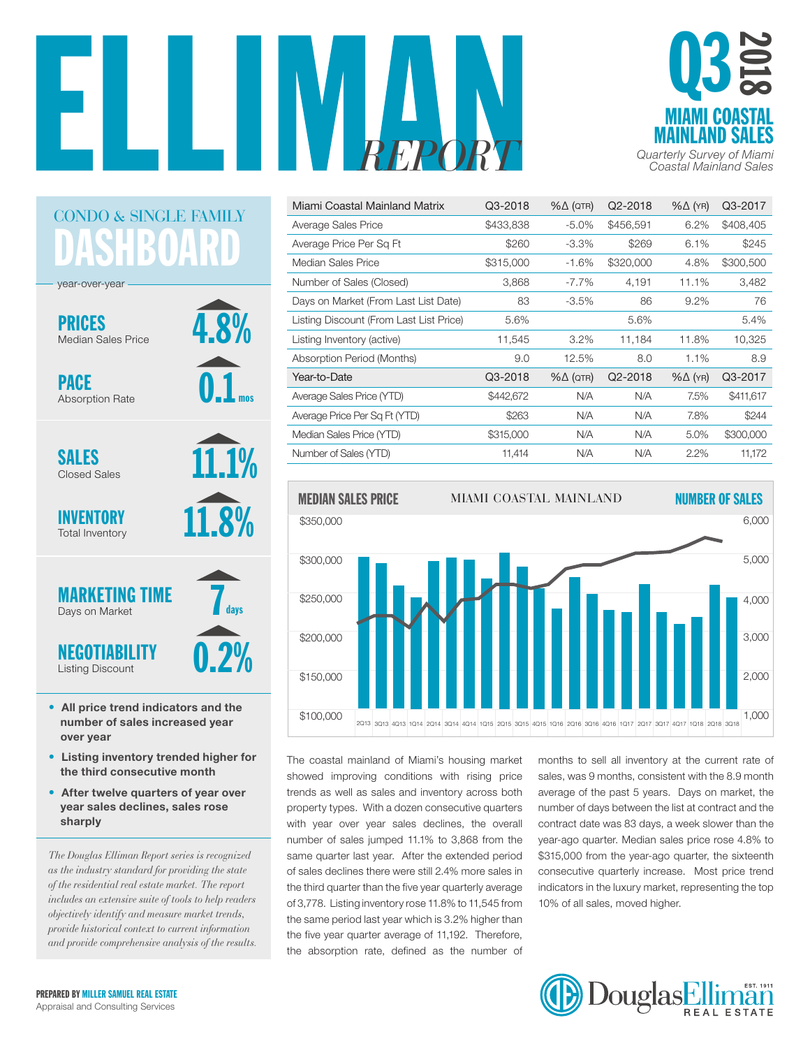# ELLIMAN REPORT

## Q3 2018 MIAMI COASTAL MAINLAND SALES

*Quarterly Survey of Miami Coastal Mainland Sales*

## CONDO & SINGLE FAMILY DASHBOARD

year-over-year

**PRICES** Median Sales Price — ▲ 4.8%

**PACE** Absorption Rate — ▲ 0.1 mos

**SALES** Closed Sales — ▲ 11.1%

**INVENTORY** Total Inventory — ▲ 11.8%

**MARKETING TIME** Days on Market — ▲ 7 days

**NEGOTIABILITY** Listing Discount — ▲ 0.2%

- **All price trend indicators and the number of sales increased year over year**
- **Listing inventory trended higher for the third consecutive month**
- **After twelve quarters of year over year sales declines, sales rose sharply**

*The Douglas Elliman Report series is recognized as the industry standard for providing the state of the residential real estate market. The report includes an extensive suite of tools to help readers objectively identify and measure market trends, provide historical context to current information and provide comprehensive analysis of the results.*

| Miami Coastal Mainland Matrix | Q3-2018 | %Δ (QTR) | Q2-2018 | %Δ (YR) | Q3-2017 |
|---|---|---|---|---|---|
| Average Sales Price | $433,838 | -5.0% | $456,591 | 6.2% | $408,405 |
| Average Price Per Sq Ft | $260 | -3.3% | $269 | 6.1% | $245 |
| Median Sales Price | $315,000 | -1.6% | $320,000 | 4.8% | $300,500 |
| Number of Sales (Closed) | 3,868 | -7.7% | 4,191 | 11.1% | 3,482 |
| Days on Market (From Last List Date) | 83 | -3.5% | 86 | 9.2% | 76 |
| Listing Discount (From Last List Price) | 5.6% | | 5.6% | | 5.4% |
| Listing Inventory (active) | 11,545 | 3.2% | 11,184 | 11.8% | 10,325 |
| Absorption Period (Months) | 9.0 | 12.5% | 8.0 | 1.1% | 8.9 |
| **Year-to-Date** | **Q3-2018** | **%Δ (QTR)** | **Q2-2018** | **%Δ (YR)** | **Q3-2017** |
| Average Sales Price (YTD) | $442,672 | N/A | N/A | 7.5% | $411,617 |
| Average Price Per Sq Ft (YTD) | $263 | N/A | N/A | 7.8% | $244 |
| Median Sales Price (YTD) | $315,000 | N/A | N/A | 5.0% | $300,000 |
| Number of Sales (YTD) | 11,414 | N/A | N/A | 2.2% | 11,172 |

**MEDIAN SALES PRICE** — MIAMI COASTAL MAINLAND — **NUMBER OF SALES**

The coastal mainland of Miami's housing market showed improving conditions with rising price trends as well as sales and inventory across both property types. With a dozen consecutive quarters with year over year sales declines, the overall number of sales jumped 11.1% to 3,868 from the same quarter last year. After the extended period of sales declines there were still 2.4% more sales in the third quarter than the five year quarterly average of 3,778. Listing inventory rose 11.8% to 11,545 from the same period last year which is 3.2% higher than the five year quarter average of 11,192. Therefore, the absorption rate, defined as the number of months to sell all inventory at the current rate of sales, was 9 months, consistent with the 8.9 month average of the past 5 years. Days on market, the number of days between the list at contract and the contract date was 83 days, a week slower than the year-ago quarter. Median sales price rose 4.8% to $315,000 from the year-ago quarter, the sixteenth consecutive quarterly increase. Most price trend indicators in the luxury market, representing the top 10% of all sales, moved higher.

**PREPARED BY MILLER SAMUEL REAL ESTATE**
Appraisal and Consulting Services

Douglas Elliman Real Estate — EST. 1911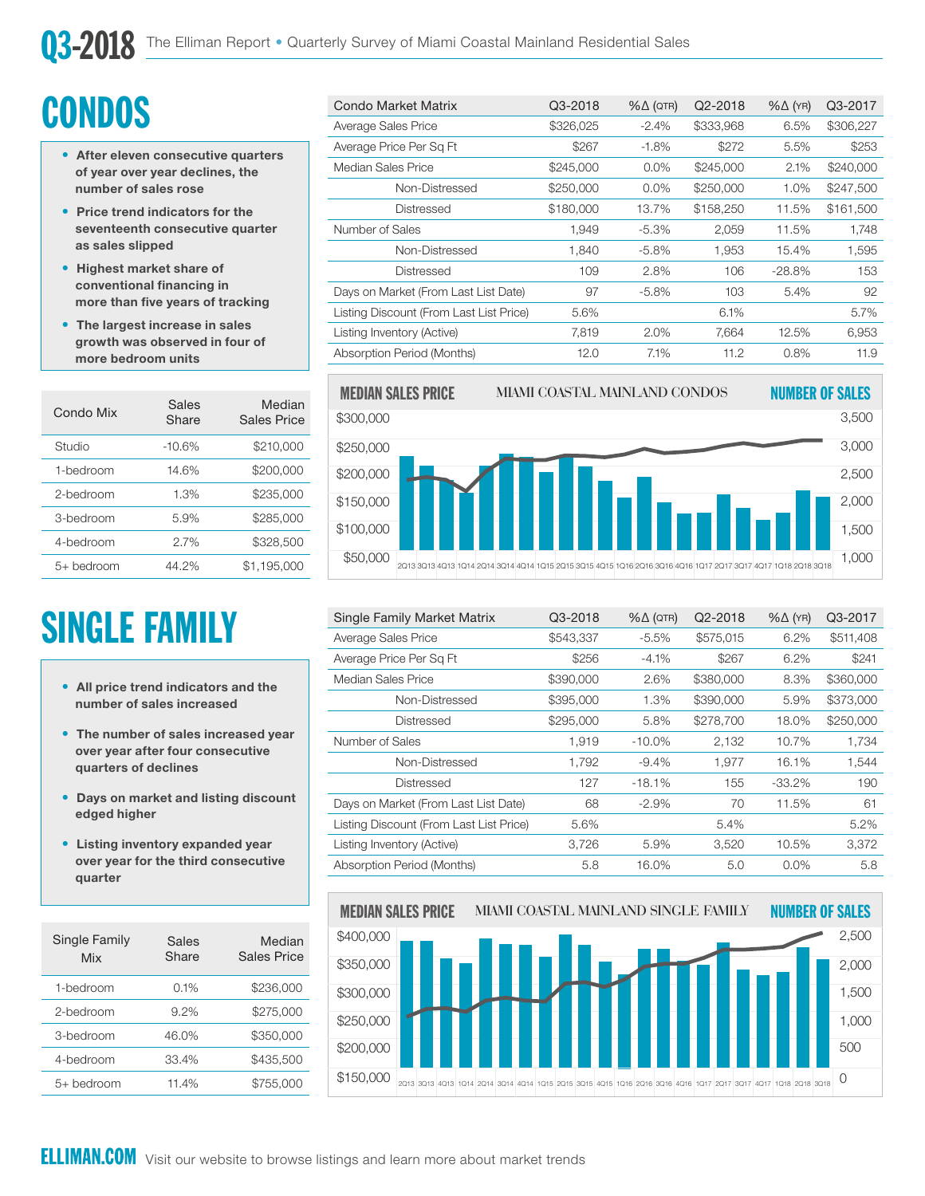# Q3-2018 The Elliman Report • Quarterly Survey of Miami Coastal Mainland Residential Sales

# CONDOS

- After eleven consecutive quarters of year over year declines, the number of sales rose
- Price trend indicators for the seventeenth consecutive quarter as sales slipped
- Highest market share of conventional financing in more than five years of tracking
- The largest increase in sales growth was observed in four of more bedroom units

| Condo Market Matrix | Q3-2018 | %Δ (QTR) | Q2-2018 | %Δ (YR) | Q3-2017 |
|---|---|---|---|---|---|
| Average Sales Price | $326,025 | -2.4% | $333,968 | 6.5% | $306,227 |
| Average Price Per Sq Ft | $267 | -1.8% | $272 | 5.5% | $253 |
| Median Sales Price | $245,000 | 0.0% | $245,000 | 2.1% | $240,000 |
| Non-Distressed | $250,000 | 0.0% | $250,000 | 1.0% | $247,500 |
| Distressed | $180,000 | 13.7% | $158,250 | 11.5% | $161,500 |
| Number of Sales | 1,949 | -5.3% | 2,059 | 11.5% | 1,748 |
| Non-Distressed | 1,840 | -5.8% | 1,953 | 15.4% | 1,595 |
| Distressed | 109 | 2.8% | 106 | -28.8% | 153 |
| Days on Market (From Last List Date) | 97 | -5.8% | 103 | 5.4% | 92 |
| Listing Discount (From Last List Price) | 5.6% | | 6.1% | | 5.7% |
| Listing Inventory (Active) | 7,819 | 2.0% | 7,664 | 12.5% | 6,953 |
| Absorption Period (Months) | 12.0 | 7.1% | 11.2 | 0.8% | 11.9 |

| Condo Mix | Sales Share | Median Sales Price |
|---|---|---|
| Studio | -10.6% | $210,000 |
| 1-bedroom | 14.6% | $200,000 |
| 2-bedroom | 1.3% | $235,000 |
| 3-bedroom | 5.9% | $285,000 |
| 4-bedroom | 2.7% | $328,500 |
| 5+ bedroom | 44.2% | $1,195,000 |

MEDIAN SALES PRICE — MIAMI COASTAL MAINLAND CONDOS — NUMBER OF SALES

# SINGLE FAMILY

- All price trend indicators and the number of sales increased
- The number of sales increased year over year after four consecutive quarters of declines
- Days on market and listing discount edged higher
- Listing inventory expanded year over year for the third consecutive quarter

| Single Family Market Matrix | Q3-2018 | %Δ (QTR) | Q2-2018 | %Δ (YR) | Q3-2017 |
|---|---|---|---|---|---|
| Average Sales Price | $543,337 | -5.5% | $575,015 | 6.2% | $511,408 |
| Average Price Per Sq Ft | $256 | -4.1% | $267 | 6.2% | $241 |
| Median Sales Price | $390,000 | 2.6% | $380,000 | 8.3% | $360,000 |
| Non-Distressed | $395,000 | 1.3% | $390,000 | 5.9% | $373,000 |
| Distressed | $295,000 | 5.8% | $278,700 | 18.0% | $250,000 |
| Number of Sales | 1,919 | -10.0% | 2,132 | 10.7% | 1,734 |
| Non-Distressed | 1,792 | -9.4% | 1,977 | 16.1% | 1,544 |
| Distressed | 127 | -18.1% | 155 | -33.2% | 190 |
| Days on Market (From Last List Date) | 68 | -2.9% | 70 | 11.5% | 61 |
| Listing Discount (From Last List Price) | 5.6% | | 5.4% | | 5.2% |
| Listing Inventory (Active) | 3,726 | 5.9% | 3,520 | 10.5% | 3,372 |
| Absorption Period (Months) | 5.8 | 16.0% | 5.0 | 0.0% | 5.8 |

| Single Family Mix | Sales Share | Median Sales Price |
|---|---|---|
| 1-bedroom | 0.1% | $236,000 |
| 2-bedroom | 9.2% | $275,000 |
| 3-bedroom | 46.0% | $350,000 |
| 4-bedroom | 33.4% | $435,500 |
| 5+ bedroom | 11.4% | $755,000 |

MEDIAN SALES PRICE — MIAMI COASTAL MAINLAND SINGLE FAMILY — NUMBER OF SALES

ELLIMAN.COM Visit our website to browse listings and learn more about market trends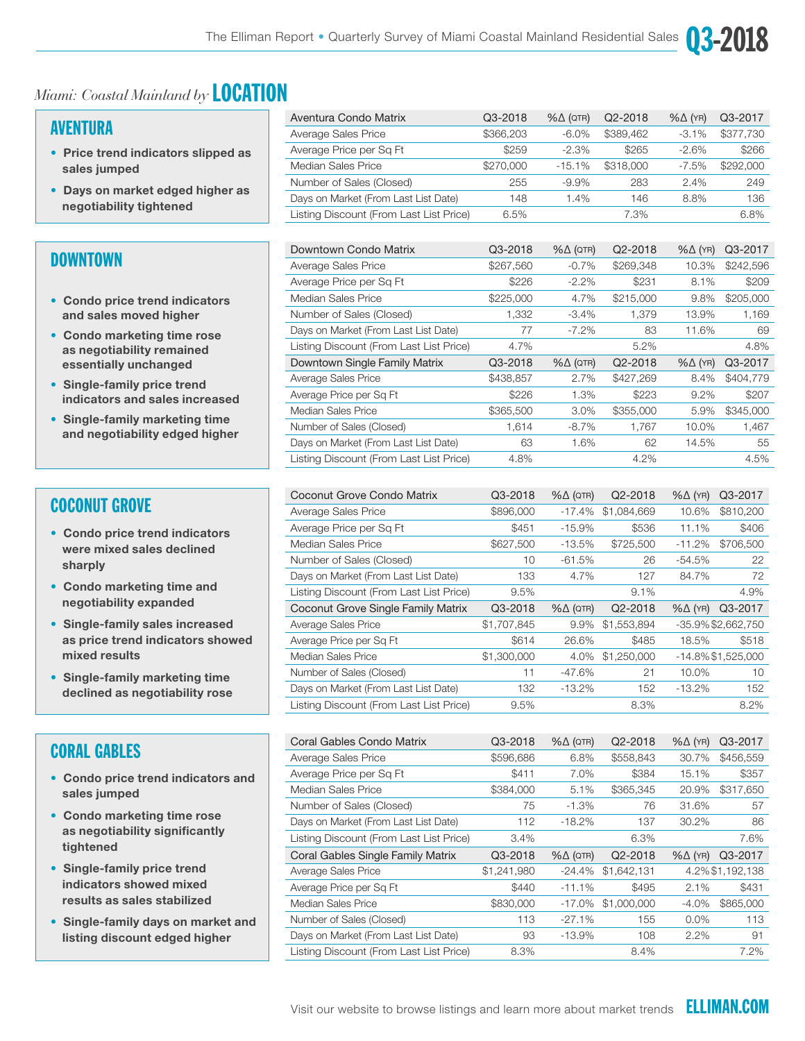## Miami: Coastal Mainland by LOCATION

### AVENTURA

- Price trend indicators slipped as sales jumped
- Days on market edged higher as negotiability tightened

| Aventura Condo Matrix | Q3-2018 | %Δ (QTR) | Q2-2018 | %Δ (YR) | Q3-2017 |
|---|---|---|---|---|---|
| Average Sales Price | $366,203 | -6.0% | $389,462 | -3.1% | $377,730 |
| Average Price per Sq Ft | $259 | -2.3% | $265 | -2.6% | $266 |
| Median Sales Price | $270,000 | -15.1% | $318,000 | -7.5% | $292,000 |
| Number of Sales (Closed) | 255 | -9.9% | 283 | 2.4% | 249 |
| Days on Market (From Last List Date) | 148 | 1.4% | 146 | 8.8% | 136 |
| Listing Discount (From Last List Price) | 6.5% | | 7.3% | | 6.8% |

### DOWNTOWN

- Condo price trend indicators and sales moved higher
- Condo marketing time rose as negotiability remained essentially unchanged
- Single-family price trend indicators and sales increased
- Single-family marketing time and negotiability edged higher

| Downtown Condo Matrix | Q3-2018 | %Δ (QTR) | Q2-2018 | %Δ (YR) | Q3-2017 |
|---|---|---|---|---|---|
| Average Sales Price | $267,560 | -0.7% | $269,348 | 10.3% | $242,596 |
| Average Price per Sq Ft | $226 | -2.2% | $231 | 8.1% | $209 |
| Median Sales Price | $225,000 | 4.7% | $215,000 | 9.8% | $205,000 |
| Number of Sales (Closed) | 1,332 | -3.4% | 1,379 | 13.9% | 1,169 |
| Days on Market (From Last List Date) | 77 | -7.2% | 83 | 11.6% | 69 |
| Listing Discount (From Last List Price) | 4.7% | | 5.2% | | 4.8% |
| **Downtown Single Family Matrix** | **Q3-2018** | **%Δ (QTR)** | **Q2-2018** | **%Δ (YR)** | **Q3-2017** |
| Average Sales Price | $438,857 | 2.7% | $427,269 | 8.4% | $404,779 |
| Average Price per Sq Ft | $226 | 1.3% | $223 | 9.2% | $207 |
| Median Sales Price | $365,500 | 3.0% | $355,000 | 5.9% | $345,000 |
| Number of Sales (Closed) | 1,614 | -8.7% | 1,767 | 10.0% | 1,467 |
| Days on Market (From Last List Date) | 63 | 1.6% | 62 | 14.5% | 55 |
| Listing Discount (From Last List Price) | 4.8% | | 4.2% | | 4.5% |

### COCONUT GROVE

- Condo price trend indicators were mixed sales declined sharply
- Condo marketing time and negotiability expanded
- Single-family sales increased as price trend indicators showed mixed results
- Single-family marketing time declined as negotiability rose

| Coconut Grove Condo Matrix | Q3-2018 | %Δ (QTR) | Q2-2018 | %Δ (YR) | Q3-2017 |
|---|---|---|---|---|---|
| Average Sales Price | $896,000 | -17.4% | $1,084,669 | 10.6% | $810,200 |
| Average Price per Sq Ft | $451 | -15.9% | $536 | 11.1% | $406 |
| Median Sales Price | $627,500 | -13.5% | $725,500 | -11.2% | $706,500 |
| Number of Sales (Closed) | 10 | -61.5% | 26 | -54.5% | 22 |
| Days on Market (From Last List Date) | 133 | 4.7% | 127 | 84.7% | 72 |
| Listing Discount (From Last List Price) | 9.5% | | 9.1% | | 4.9% |
| **Coconut Grove Single Family Matrix** | **Q3-2018** | **%Δ (QTR)** | **Q2-2018** | **%Δ (YR)** | **Q3-2017** |
| Average Sales Price | $1,707,845 | 9.9% | $1,553,894 | -35.9% | $2,662,750 |
| Average Price per Sq Ft | $614 | 26.6% | $485 | 18.5% | $518 |
| Median Sales Price | $1,300,000 | 4.0% | $1,250,000 | -14.8% | $1,525,000 |
| Number of Sales (Closed) | 11 | -47.6% | 21 | 10.0% | 10 |
| Days on Market (From Last List Date) | 132 | -13.2% | 152 | -13.2% | 152 |
| Listing Discount (From Last List Price) | 9.5% | | 8.3% | | 8.2% |

### CORAL GABLES

- Condo price trend indicators and sales jumped
- Condo marketing time rose as negotiability significantly tightened
- Single-family price trend indicators showed mixed results as sales stabilized
- Single-family days on market and listing discount edged higher

| Coral Gables Condo Matrix | Q3-2018 | %Δ (QTR) | Q2-2018 | %Δ (YR) | Q3-2017 |
|---|---|---|---|---|---|
| Average Sales Price | $596,686 | 6.8% | $558,843 | 30.7% | $456,559 |
| Average Price per Sq Ft | $411 | 7.0% | $384 | 15.1% | $357 |
| Median Sales Price | $384,000 | 5.1% | $365,345 | 20.9% | $317,650 |
| Number of Sales (Closed) | 75 | -1.3% | 76 | 31.6% | 57 |
| Days on Market (From Last List Date) | 112 | -18.2% | 137 | 30.2% | 86 |
| Listing Discount (From Last List Price) | 3.4% | | 6.3% | | 7.6% |
| **Coral Gables Single Family Matrix** | **Q3-2018** | **%Δ (QTR)** | **Q2-2018** | **%Δ (YR)** | **Q3-2017** |
| Average Sales Price | $1,241,980 | -24.4% | $1,642,131 | 4.2% | $1,192,138 |
| Average Price per Sq Ft | $440 | -11.1% | $495 | 2.1% | $431 |
| Median Sales Price | $830,000 | -17.0% | $1,000,000 | -4.0% | $865,000 |
| Number of Sales (Closed) | 113 | -27.1% | 155 | 0.0% | 113 |
| Days on Market (From Last List Date) | 93 | -13.9% | 108 | 2.2% | 91 |
| Listing Discount (From Last List Price) | 8.3% | | 8.4% | | 7.2% |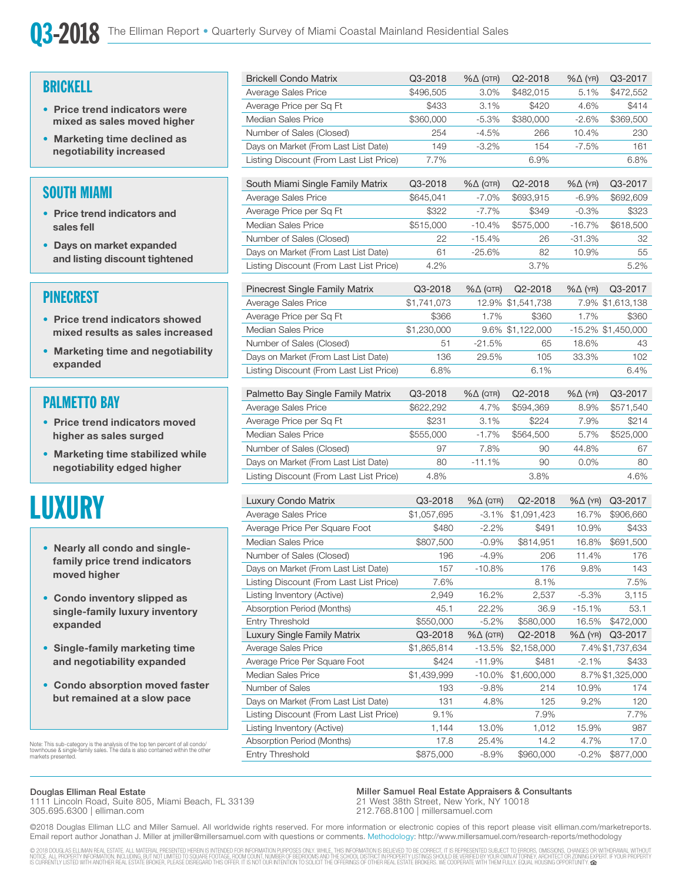# Q3-2018 The Elliman Report • Quarterly Survey of Miami Coastal Mainland Residential Sales

## BRICKELL

- Price trend indicators were mixed as sales moved higher
- Marketing time declined as negotiability increased

| Brickell Condo Matrix | Q3-2018 | %Δ (QTR) | Q2-2018 | %Δ (YR) | Q3-2017 |
|---|---|---|---|---|---|
| Average Sales Price | $496,505 | 3.0% | $482,015 | 5.1% | $472,552 |
| Average Price per Sq Ft | $433 | 3.1% | $420 | 4.6% | $414 |
| Median Sales Price | $360,000 | -5.3% | $380,000 | -2.6% | $369,500 |
| Number of Sales (Closed) | 254 | -4.5% | 266 | 10.4% | 230 |
| Days on Market (From Last List Date) | 149 | -3.2% | 154 | -7.5% | 161 |
| Listing Discount (From Last List Price) | 7.7% | | 6.9% | | 6.8% |

## SOUTH MIAMI

- Price trend indicators and sales fell
- Days on market expanded and listing discount tightened

| South Miami Single Family Matrix | Q3-2018 | %Δ (QTR) | Q2-2018 | %Δ (YR) | Q3-2017 |
|---|---|---|---|---|---|
| Average Sales Price | $645,041 | -7.0% | $693,915 | -6.9% | $692,609 |
| Average Price per Sq Ft | $322 | -7.7% | $349 | -0.3% | $323 |
| Median Sales Price | $515,000 | -10.4% | $575,000 | -16.7% | $618,500 |
| Number of Sales (Closed) | 22 | -15.4% | 26 | -31.3% | 32 |
| Days on Market (From Last List Date) | 61 | -25.6% | 82 | 10.9% | 55 |
| Listing Discount (From Last List Price) | 4.2% | | 3.7% | | 5.2% |

## PINECREST

- Price trend indicators showed mixed results as sales increased
- Marketing time and negotiability expanded

| Pinecrest Single Family Matrix | Q3-2018 | %Δ (QTR) | Q2-2018 | %Δ (YR) | Q3-2017 |
|---|---|---|---|---|---|
| Average Sales Price | $1,741,073 | 12.9% | $1,541,738 | 7.9% | $1,613,138 |
| Average Price per Sq Ft | $366 | 1.7% | $360 | 1.7% | $360 |
| Median Sales Price | $1,230,000 | 9.6% | $1,122,000 | -15.2% | $1,450,000 |
| Number of Sales (Closed) | 51 | -21.5% | 65 | 18.6% | 43 |
| Days on Market (From Last List Date) | 136 | 29.5% | 105 | 33.3% | 102 |
| Listing Discount (From Last List Price) | 6.8% | | 6.1% | | 6.4% |

## PALMETTO BAY

- Price trend indicators moved higher as sales surged
- Marketing time stabilized while negotiability edged higher

| Palmetto Bay Single Family Matrix | Q3-2018 | %Δ (QTR) | Q2-2018 | %Δ (YR) | Q3-2017 |
|---|---|---|---|---|---|
| Average Sales Price | $622,292 | 4.7% | $594,369 | 8.9% | $571,540 |
| Average Price per Sq Ft | $231 | 3.1% | $224 | 7.9% | $214 |
| Median Sales Price | $555,000 | -1.7% | $564,500 | 5.7% | $525,000 |
| Number of Sales (Closed) | 97 | 7.8% | 90 | 44.8% | 67 |
| Days on Market (From Last List Date) | 80 | -11.1% | 90 | 0.0% | 80 |
| Listing Discount (From Last List Price) | 4.8% | | 3.8% | | 4.6% |

# LUXURY

- Nearly all condo and single-family price trend indicators moved higher
- Condo inventory slipped as single-family luxury inventory expanded
- Single-family marketing time and negotiability expanded
- Condo absorption moved faster but remained at a slow pace

Note: This sub-category is the analysis of the top ten percent of all condo/townhouse & single-family sales. The data is also contained within the other markets presented.

| Luxury Condo Matrix | Q3-2018 | %Δ (QTR) | Q2-2018 | %Δ (YR) | Q3-2017 |
|---|---|---|---|---|---|
| Average Sales Price | $1,057,695 | -3.1% | $1,091,423 | 16.7% | $906,660 |
| Average Price Per Square Foot | $480 | -2.2% | $491 | 10.9% | $433 |
| Median Sales Price | $807,500 | -0.9% | $814,951 | 16.8% | $691,500 |
| Number of Sales (Closed) | 196 | -4.9% | 206 | 11.4% | 176 |
| Days on Market (From Last List Date) | 157 | -10.8% | 176 | 9.8% | 143 |
| Listing Discount (From Last List Price) | 7.6% | | 8.1% | | 7.5% |
| Listing Inventory (Active) | 2,949 | 16.2% | 2,537 | -5.3% | 3,115 |
| Absorption Period (Months) | 45.1 | 22.2% | 36.9 | -15.1% | 53.1 |
| Entry Threshold | $550,000 | -5.2% | $580,000 | 16.5% | $472,000 |

| Luxury Single Family Matrix | Q3-2018 | %Δ (QTR) | Q2-2018 | %Δ (YR) | Q3-2017 |
|---|---|---|---|---|---|
| Average Sales Price | $1,865,814 | -13.5% | $2,158,000 | 7.4% | $1,737,634 |
| Average Price Per Square Foot | $424 | -11.9% | $481 | -2.1% | $433 |
| Median Sales Price | $1,439,999 | -10.0% | $1,600,000 | 8.7% | $1,325,000 |
| Number of Sales | 193 | -9.8% | 214 | 10.9% | 174 |
| Days on Market (From Last List Date) | 131 | 4.8% | 125 | 9.2% | 120 |
| Listing Discount (From Last List Price) | 9.1% | | 7.9% | | 7.7% |
| Listing Inventory (Active) | 1,144 | 13.0% | 1,012 | 15.9% | 987 |
| Absorption Period (Months) | 17.8 | 25.4% | 14.2 | 4.7% | 17.0 |
| Entry Threshold | $875,000 | -8.9% | $960,000 | -0.2% | $877,000 |

**Douglas Elliman Real Estate**
1111 Lincoln Road, Suite 805, Miami Beach, FL 33139
305.695.6300 | elliman.com

**Miller Samuel Real Estate Appraisers & Consultants**
21 West 38th Street, New York, NY 10018
212.768.8100 | millersamuel.com

©2018 Douglas Elliman LLC and Miller Samuel. All worldwide rights reserved. For more information or electronic copies of this report please visit elliman.com/marketreports. Email report author Jonathan J. Miller at jmiller@millersamuel.com with questions or comments. Methodology: http://www.millersamuel.com/research-reports/methodology

© 2018 DOUGLAS ELLIMAN REAL ESTATE. ALL MATERIAL PRESENTED HEREIN IS INTENDED FOR INFORMATION PURPOSES ONLY. WHILE, THIS INFORMATION IS BELIEVED TO BE CORRECT, IT IS REPRESENTED SUBJECT TO ERRORS, OMISSIONS, CHANGES OR WITHDRAWAL WITHOUT NOTICE. ALL PROPERTY INFORMATION, INCLUDING, BUT NOT LIMITED TO SQUARE FOOTAGE, ROOM COUNT, NUMBER OF BEDROOMS AND THE SCHOOL DISTRICT IN PROPERTY LISTINGS SHOULD BE VERIFIED BY YOUR OWN ATTORNEY, ARCHITECT OR ZONING EXPERT. IF YOUR PROPERTY IS CURRENTLY LISTED WITH ANOTHER REAL ESTATE BROKER, PLEASE DISREGARD THIS OFFER. IT IS NOT OUR INTENTION TO SOLICIT THE OFFERINGS OF OTHER REAL ESTATE BROKERS. WE COOPERATE WITH THEM FULLY. EQUAL HOUSING OPPORTUNITY.